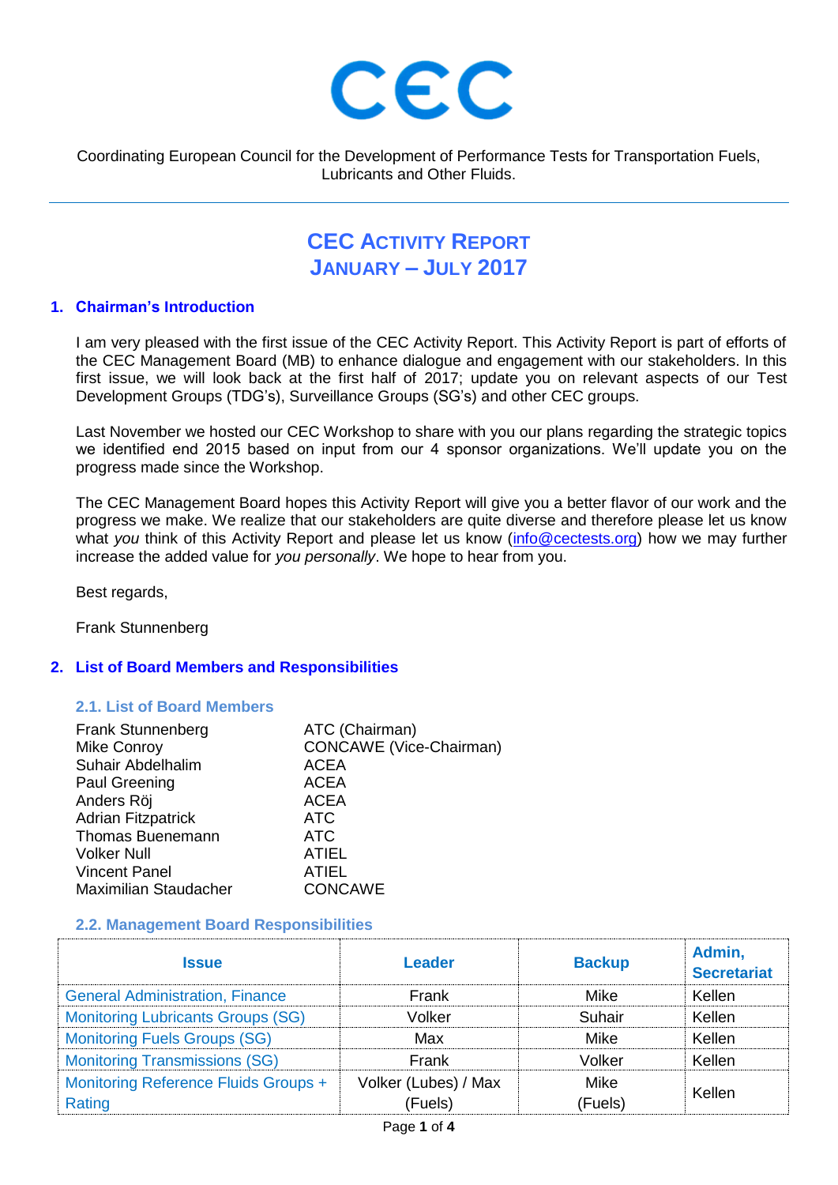CEC

Coordinating European Council for the Development of Performance Tests for Transportation Fuels, Lubricants and Other Fluids.

# CEC Activity Report
# January – July 2017

## 1. Chairman's Introduction

I am very pleased with the first issue of the CEC Activity Report. This Activity Report is part of efforts of the CEC Management Board (MB) to enhance dialogue and engagement with our stakeholders. In this first issue, we will look back at the first half of 2017; update you on relevant aspects of our Test Development Groups (TDG's), Surveillance Groups (SG's) and other CEC groups.

Last November we hosted our CEC Workshop to share with you our plans regarding the strategic topics we identified end 2015 based on input from our 4 sponsor organizations. We'll update you on the progress made since the Workshop.

The CEC Management Board hopes this Activity Report will give you a better flavor of our work and the progress we make. We realize that our stakeholders are quite diverse and therefore please let us know what *you* think of this Activity Report and please let us know (info@cectests.org) how we may further increase the added value for *you personally*. We hope to hear from you.

Best regards,

Frank Stunnenberg

## 2. List of Board Members and Responsibilities

### 2.1. List of Board Members

| | |
|---|---|
| Frank Stunnenberg | ATC (Chairman) |
| Mike Conroy | CONCAWE (Vice-Chairman) |
| Suhair Abdelhalim | ACEA |
| Paul Greening | ACEA |
| Anders Röj | ACEA |
| Adrian Fitzpatrick | ATC |
| Thomas Buenemann | ATC |
| Volker Null | ATIEL |
| Vincent Panel | ATIEL |
| Maximilian Staudacher | CONCAWE |

### 2.2. Management Board Responsibilities

| Issue | Leader | Backup | Admin, Secretariat |
|---|---|---|---|
| General Administration, Finance | Frank | Mike | Kellen |
| Monitoring Lubricants Groups (SG) | Volker | Suhair | Kellen |
| Monitoring Fuels Groups (SG) | Max | Mike | Kellen |
| Monitoring Transmissions (SG) | Frank | Volker | Kellen |
| Monitoring Reference Fluids Groups + Rating | Volker (Lubes) / Max (Fuels) | Mike (Fuels) | Kellen |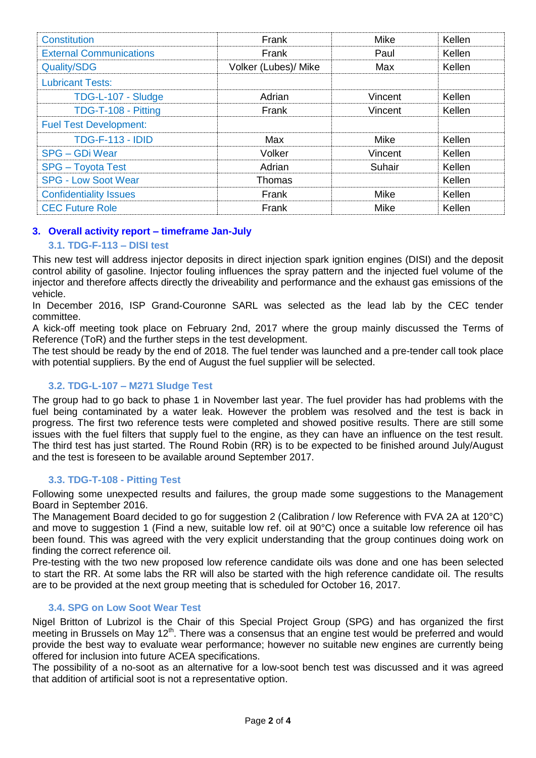| | | | |
|---|---|---|---|
| Constitution | Frank | Mike | Kellen |
| External Communications | Frank | Paul | Kellen |
| Quality/SDG | Volker (Lubes)/ Mike | Max | Kellen |
| Lubricant Tests: | | | |
| TDG-L-107 - Sludge | Adrian | Vincent | Kellen |
| TDG-T-108 - Pitting | Frank | Vincent | Kellen |
| Fuel Test Development: | | | |
| TDG-F-113 - IDID | Max | Mike | Kellen |
| SPG – GDi Wear | Volker | Vincent | Kellen |
| SPG – Toyota Test | Adrian | Suhair | Kellen |
| SPG - Low Soot Wear | Thomas | | Kellen |
| Confidentiality Issues | Frank | Mike | Kellen |
| CEC Future Role | Frank | Mike | Kellen |

## 3. Overall activity report – timeframe Jan-July

### 3.1. TDG-F-113 – DISI test

This new test will address injector deposits in direct injection spark ignition engines (DISI) and the deposit control ability of gasoline. Injector fouling influences the spray pattern and the injected fuel volume of the injector and therefore affects directly the driveability and performance and the exhaust gas emissions of the vehicle.

In December 2016, ISP Grand-Couronne SARL was selected as the lead lab by the CEC tender committee.

A kick-off meeting took place on February 2nd, 2017 where the group mainly discussed the Terms of Reference (ToR) and the further steps in the test development.

The test should be ready by the end of 2018. The fuel tender was launched and a pre-tender call took place with potential suppliers. By the end of August the fuel supplier will be selected.

### 3.2. TDG-L-107 – M271 Sludge Test

The group had to go back to phase 1 in November last year. The fuel provider has had problems with the fuel being contaminated by a water leak. However the problem was resolved and the test is back in progress. The first two reference tests were completed and showed positive results. There are still some issues with the fuel filters that supply fuel to the engine, as they can have an influence on the test result. The third test has just started. The Round Robin (RR) is to be expected to be finished around July/August and the test is foreseen to be available around September 2017.

### 3.3. TDG-T-108 - Pitting Test

Following some unexpected results and failures, the group made some suggestions to the Management Board in September 2016.

The Management Board decided to go for suggestion 2 (Calibration / low Reference with FVA 2A at 120°C) and move to suggestion 1 (Find a new, suitable low ref. oil at 90°C) once a suitable low reference oil has been found. This was agreed with the very explicit understanding that the group continues doing work on finding the correct reference oil.

Pre-testing with the two new proposed low reference candidate oils was done and one has been selected to start the RR. At some labs the RR will also be started with the high reference candidate oil. The results are to be provided at the next group meeting that is scheduled for October 16, 2017.

### 3.4. SPG on Low Soot Wear Test

Nigel Britton of Lubrizol is the Chair of this Special Project Group (SPG) and has organized the first meeting in Brussels on May 12th. There was a consensus that an engine test would be preferred and would provide the best way to evaluate wear performance; however no suitable new engines are currently being offered for inclusion into future ACEA specifications.

The possibility of a no-soot as an alternative for a low-soot bench test was discussed and it was agreed that addition of artificial soot is not a representative option.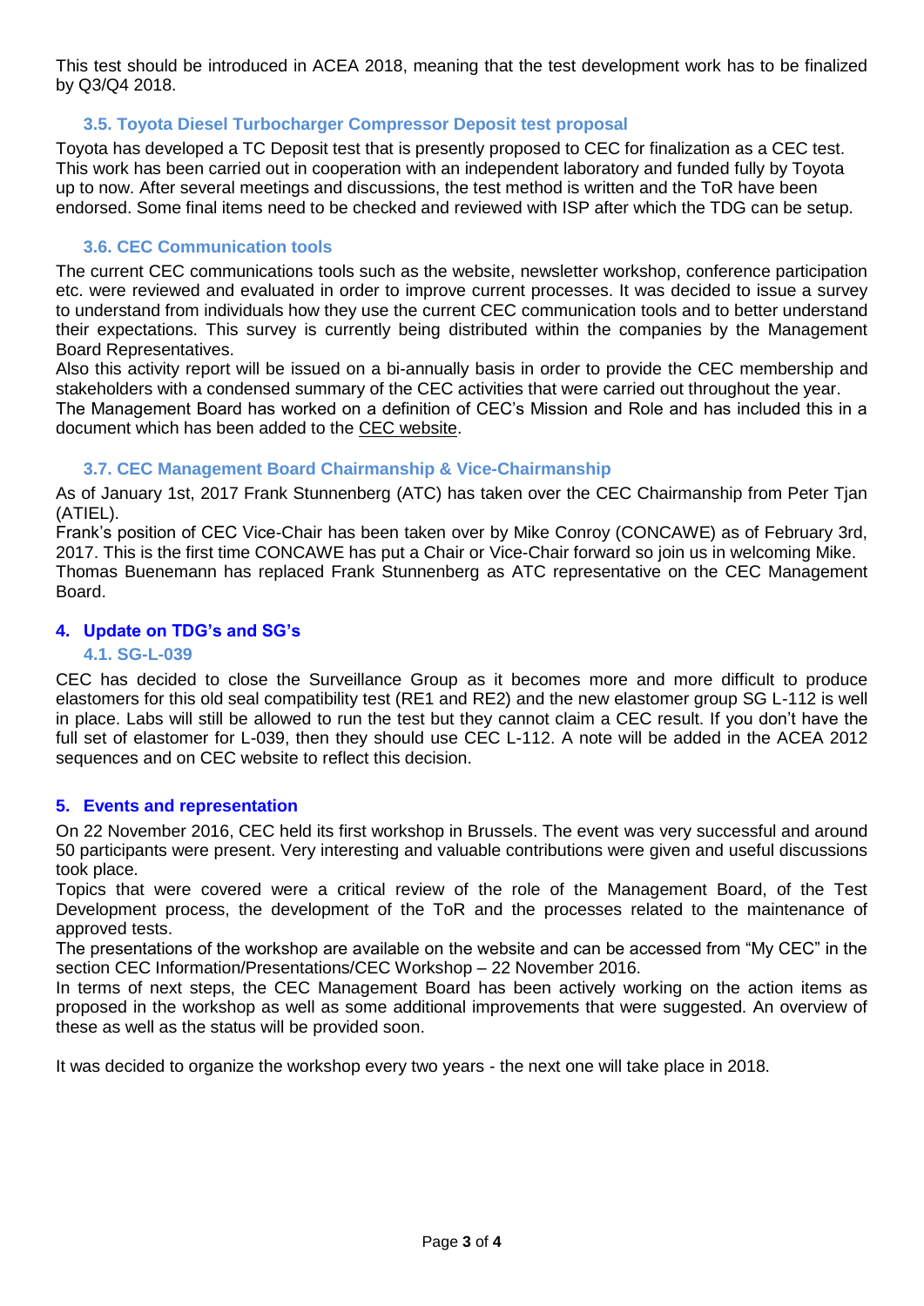This test should be introduced in ACEA 2018, meaning that the test development work has to be finalized by Q3/Q4 2018.

### 3.5. Toyota Diesel Turbocharger Compressor Deposit test proposal

Toyota has developed a TC Deposit test that is presently proposed to CEC for finalization as a CEC test. This work has been carried out in cooperation with an independent laboratory and funded fully by Toyota up to now. After several meetings and discussions, the test method is written and the ToR have been endorsed. Some final items need to be checked and reviewed with ISP after which the TDG can be setup.

### 3.6. CEC Communication tools

The current CEC communications tools such as the website, newsletter workshop, conference participation etc. were reviewed and evaluated in order to improve current processes. It was decided to issue a survey to understand from individuals how they use the current CEC communication tools and to better understand their expectations. This survey is currently being distributed within the companies by the Management Board Representatives.

Also this activity report will be issued on a bi-annually basis in order to provide the CEC membership and stakeholders with a condensed summary of the CEC activities that were carried out throughout the year.

The Management Board has worked on a definition of CEC's Mission and Role and has included this in a document which has been added to the CEC website.

### 3.7. CEC Management Board Chairmanship & Vice-Chairmanship

As of January 1st, 2017 Frank Stunnenberg (ATC) has taken over the CEC Chairmanship from Peter Tjan (ATIEL).

Frank's position of CEC Vice-Chair has been taken over by Mike Conroy (CONCAWE) as of February 3rd, 2017. This is the first time CONCAWE has put a Chair or Vice-Chair forward so join us in welcoming Mike.

Thomas Buenemann has replaced Frank Stunnenberg as ATC representative on the CEC Management Board.

## 4. Update on TDG's and SG's

### 4.1. SG-L-039

CEC has decided to close the Surveillance Group as it becomes more and more difficult to produce elastomers for this old seal compatibility test (RE1 and RE2) and the new elastomer group SG L-112 is well in place. Labs will still be allowed to run the test but they cannot claim a CEC result. If you don't have the full set of elastomer for L-039, then they should use CEC L-112. A note will be added in the ACEA 2012 sequences and on CEC website to reflect this decision.

## 5. Events and representation

On 22 November 2016, CEC held its first workshop in Brussels. The event was very successful and around 50 participants were present. Very interesting and valuable contributions were given and useful discussions took place.

Topics that were covered were a critical review of the role of the Management Board, of the Test Development process, the development of the ToR and the processes related to the maintenance of approved tests.

The presentations of the workshop are available on the website and can be accessed from "My CEC" in the section CEC Information/Presentations/CEC Workshop – 22 November 2016.

In terms of next steps, the CEC Management Board has been actively working on the action items as proposed in the workshop as well as some additional improvements that were suggested. An overview of these as well as the status will be provided soon.

It was decided to organize the workshop every two years - the next one will take place in 2018.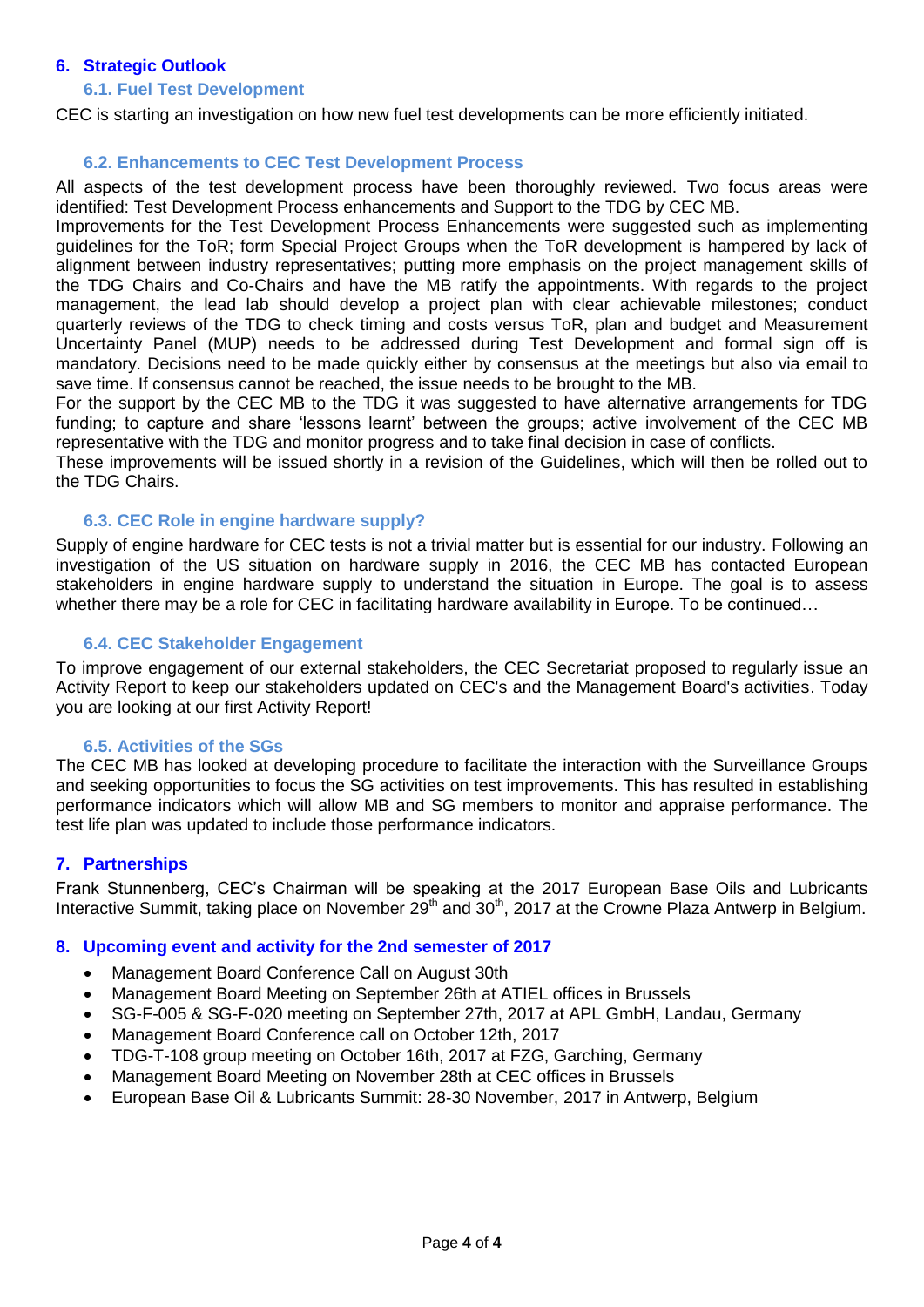## 6. Strategic Outlook

### 6.1. Fuel Test Development

CEC is starting an investigation on how new fuel test developments can be more efficiently initiated.

### 6.2. Enhancements to CEC Test Development Process

All aspects of the test development process have been thoroughly reviewed. Two focus areas were identified: Test Development Process enhancements and Support to the TDG by CEC MB.

Improvements for the Test Development Process Enhancements were suggested such as implementing guidelines for the ToR; form Special Project Groups when the ToR development is hampered by lack of alignment between industry representatives; putting more emphasis on the project management skills of the TDG Chairs and Co-Chairs and have the MB ratify the appointments. With regards to the project management, the lead lab should develop a project plan with clear achievable milestones; conduct quarterly reviews of the TDG to check timing and costs versus ToR, plan and budget and Measurement Uncertainty Panel (MUP) needs to be addressed during Test Development and formal sign off is mandatory. Decisions need to be made quickly either by consensus at the meetings but also via email to save time. If consensus cannot be reached, the issue needs to be brought to the MB.

For the support by the CEC MB to the TDG it was suggested to have alternative arrangements for TDG funding; to capture and share 'lessons learnt' between the groups; active involvement of the CEC MB representative with the TDG and monitor progress and to take final decision in case of conflicts.

These improvements will be issued shortly in a revision of the Guidelines, which will then be rolled out to the TDG Chairs.

### 6.3. CEC Role in engine hardware supply?

Supply of engine hardware for CEC tests is not a trivial matter but is essential for our industry. Following an investigation of the US situation on hardware supply in 2016, the CEC MB has contacted European stakeholders in engine hardware supply to understand the situation in Europe. The goal is to assess whether there may be a role for CEC in facilitating hardware availability in Europe. To be continued…

### 6.4. CEC Stakeholder Engagement

To improve engagement of our external stakeholders, the CEC Secretariat proposed to regularly issue an Activity Report to keep our stakeholders updated on CEC's and the Management Board's activities. Today you are looking at our first Activity Report!

### 6.5. Activities of the SGs

The CEC MB has looked at developing procedure to facilitate the interaction with the Surveillance Groups and seeking opportunities to focus the SG activities on test improvements. This has resulted in establishing performance indicators which will allow MB and SG members to monitor and appraise performance. The test life plan was updated to include those performance indicators.

## 7. Partnerships

Frank Stunnenberg, CEC's Chairman will be speaking at the 2017 European Base Oils and Lubricants Interactive Summit, taking place on November 29th and 30th, 2017 at the Crowne Plaza Antwerp in Belgium.

## 8. Upcoming event and activity for the 2nd semester of 2017

- Management Board Conference Call on August 30th
- Management Board Meeting on September 26th at ATIEL offices in Brussels
- SG-F-005 & SG-F-020 meeting on September 27th, 2017 at APL GmbH, Landau, Germany
- Management Board Conference call on October 12th, 2017
- TDG-T-108 group meeting on October 16th, 2017 at FZG, Garching, Germany
- Management Board Meeting on November 28th at CEC offices in Brussels
- European Base Oil & Lubricants Summit: 28-30 November, 2017 in Antwerp, Belgium